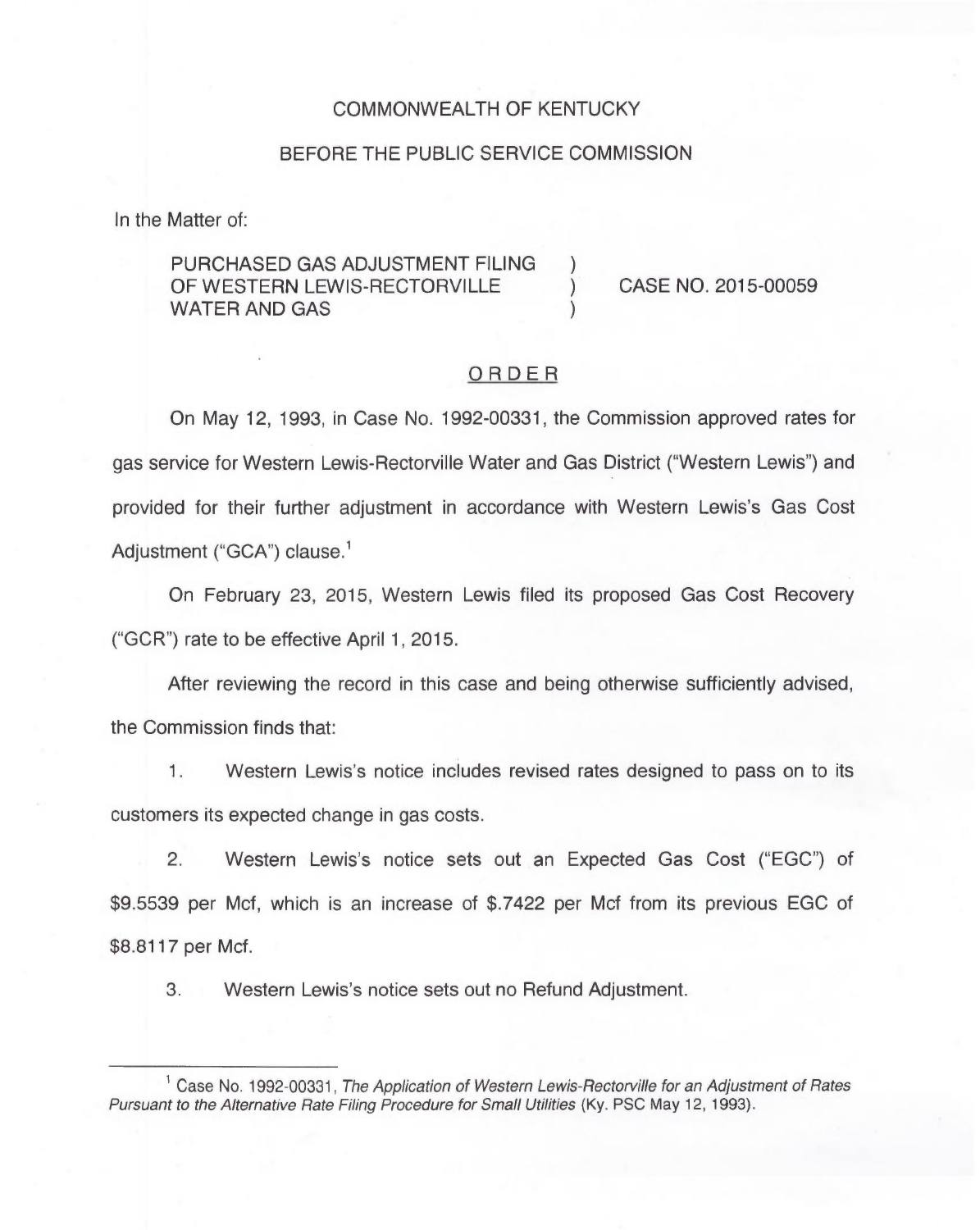COMMONWEALTH OF KENTUCKY

BEFORE THE PUBLIC SERVICE COMMISSION

In the Matter of:

PURCHASED GAS ADJUSTMENT FILING OF WESTERN LEWIS-RECTORVILLE WATER AND GAS ) CASE NO. 2015-00059

## ORDER

On May 12, 1993, in Case No. 1992-00331, the Commission approved rates for gas service for Western Lewis-Rectorville Water and Gas District ("Western Lewis") and provided for their further adjustment in accordance with Western Lewis's Gas Cost Adjustment ("GCA") clause.[1]

On February 23, 2015, Western Lewis filed its proposed Gas Cost Recovery ("GCR") rate to be effective April 1, 2015.

After reviewing the record in this case and being otherwise sufficiently advised, the Commission finds that:

1. Western Lewis's notice includes revised rates designed to pass on to its customers its expected change in gas costs.

2. Western Lewis's notice sets out an Expected Gas Cost ("EGC") of $9.5539 per Mcf, which is an increase of $.7422 per Mcf from its previous EGC of $8.8117 per Mcf.

3. Western Lewis's notice sets out no Refund Adjustment.

---

[1] Case No. 1992-00331, *The Application of Western Lewis-Rectorville for an Adjustment of Rates Pursuant to the Alternative Rate Filing Procedure for Small Utilities* (Ky. PSC May 12, 1993).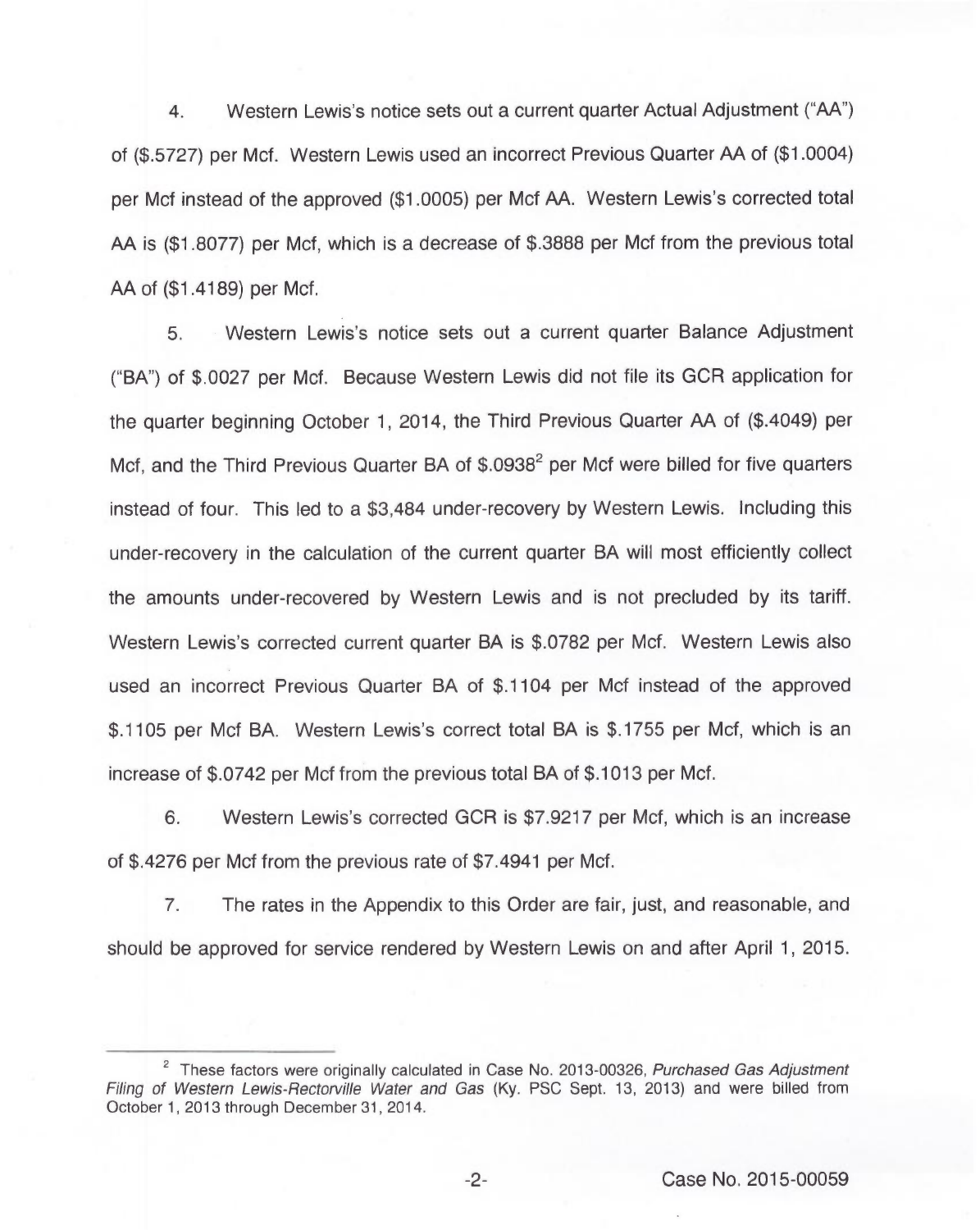4. Western Lewis's notice sets out a current quarter Actual Adjustment ("AA") of ($.5727) per Mcf. Western Lewis used an incorrect Previous Quarter AA of ($1.0004) per Mcf instead of the approved ($1.0005) per Mcf AA. Western Lewis's corrected total AA is ($1.8077) per Mcf, which is a decrease of $.3888 per Mcf from the previous total AA of ($1.4189) per Mcf.

5. Western Lewis's notice sets out a current quarter Balance Adjustment ("BA") of $.0027 per Mcf. Because Western Lewis did not file its GCR application for the quarter beginning October 1, 2014, the Third Previous Quarter AA of ($.4049) per Mcf, and the Third Previous Quarter BA of $.0938[2] per Mcf were billed for five quarters instead of four. This led to a $3,484 under-recovery by Western Lewis. Including this under-recovery in the calculation of the current quarter BA will most efficiently collect the amounts under-recovered by Western Lewis and is not precluded by its tariff. Western Lewis's corrected current quarter BA is $.0782 per Mcf. Western Lewis also used an incorrect Previous Quarter BA of $.1104 per Mcf instead of the approved $.1105 per Mcf BA. Western Lewis's correct total BA is $.1755 per Mcf, which is an increase of $.0742 per Mcf from the previous total BA of $.1013 per Mcf.

6. Western Lewis's corrected GCR is $7.9217 per Mcf, which is an increase of $.4276 per Mcf from the previous rate of $7.4941 per Mcf.

7. The rates in the Appendix to this Order are fair, just, and reasonable, and should be approved for service rendered by Western Lewis on and after April 1, 2015.

---

[2] These factors were originally calculated in Case No. 2013-00326, *Purchased Gas Adjustment Filing of Western Lewis-Rectorville Water and Gas* (Ky. PSC Sept. 13, 2013) and were billed from October 1, 2013 through December 31, 2014.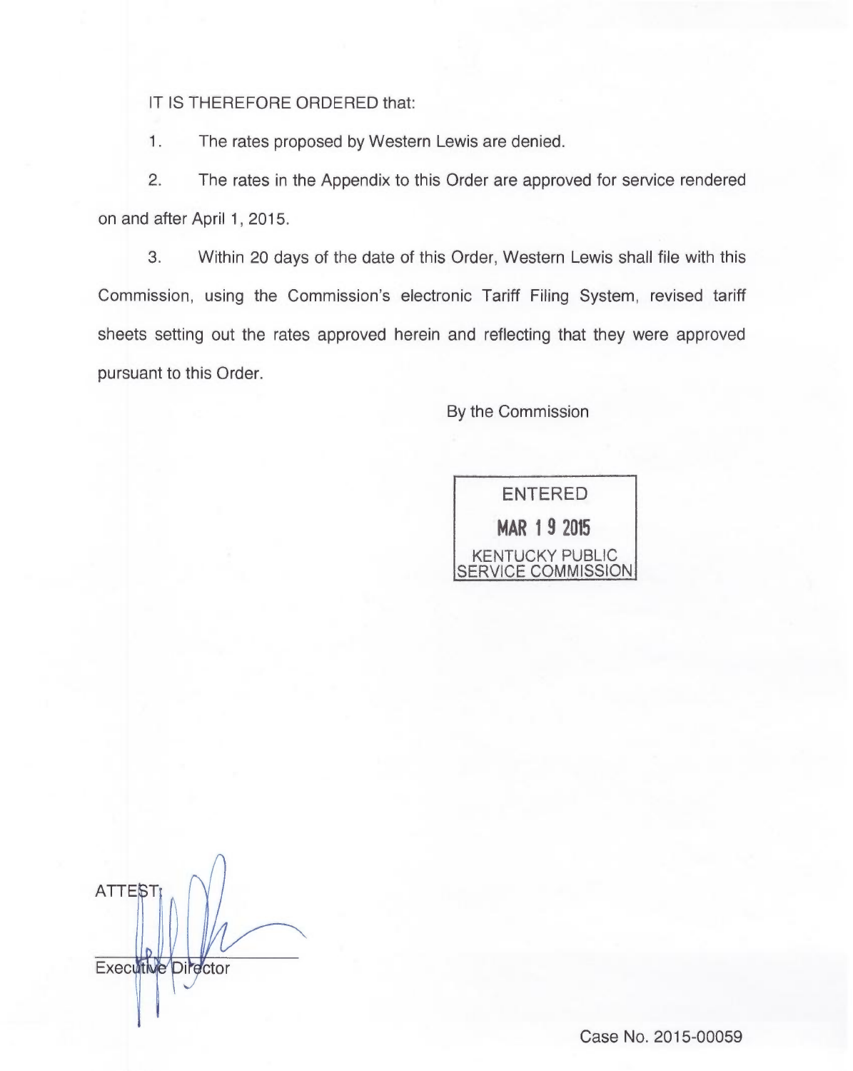IT IS THEREFORE ORDERED that:

1. The rates proposed by Western Lewis are denied.

2. The rates in the Appendix to this Order are approved for service rendered on and after April 1, 2015.

3. Within 20 days of the date of this Order, Western Lewis shall file with this Commission, using the Commission's electronic Tariff Filing System, revised tariff sheets setting out the rates approved herein and reflecting that they were approved pursuant to this Order.

By the Commission

ENTERED
MAR 19 2015
KENTUCKY PUBLIC SERVICE COMMISSION

ATTEST:

Executive Director

Case No. 2015-00059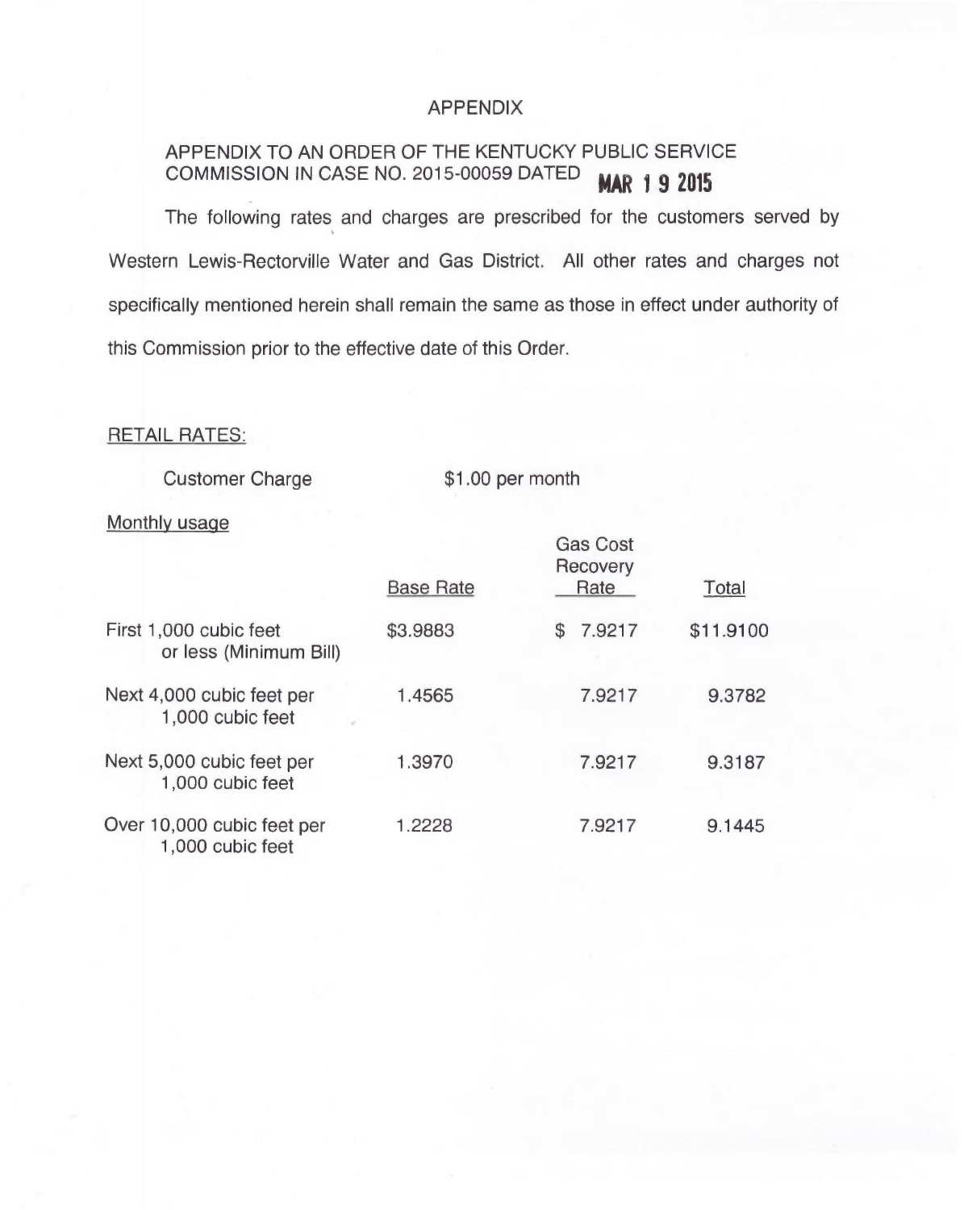# APPENDIX

APPENDIX TO AN ORDER OF THE KENTUCKY PUBLIC SERVICE COMMISSION IN CASE NO. 2015-00059 DATED **MAR 19 2015**

The following rates and charges are prescribed for the customers served by Western Lewis-Rectorville Water and Gas District. All other rates and charges not specifically mentioned herein shall remain the same as those in effect under authority of this Commission prior to the effective date of this Order.

RETAIL RATES:

Customer Charge $1.00 per month

Monthly usage

| | Base Rate | Gas Cost Recovery Rate | Total |
|---|---|---|---|
| First 1,000 cubic feet or less (Minimum Bill) | $3.9883 | $ 7.9217 | $11.9100 |
| Next 4,000 cubic feet per 1,000 cubic feet | 1.4565 | 7.9217 | 9.3782 |
| Next 5,000 cubic feet per 1,000 cubic feet | 1.3970 | 7.9217 | 9.3187 |
| Over 10,000 cubic feet per 1,000 cubic feet | 1.2228 | 7.9217 | 9.1445 |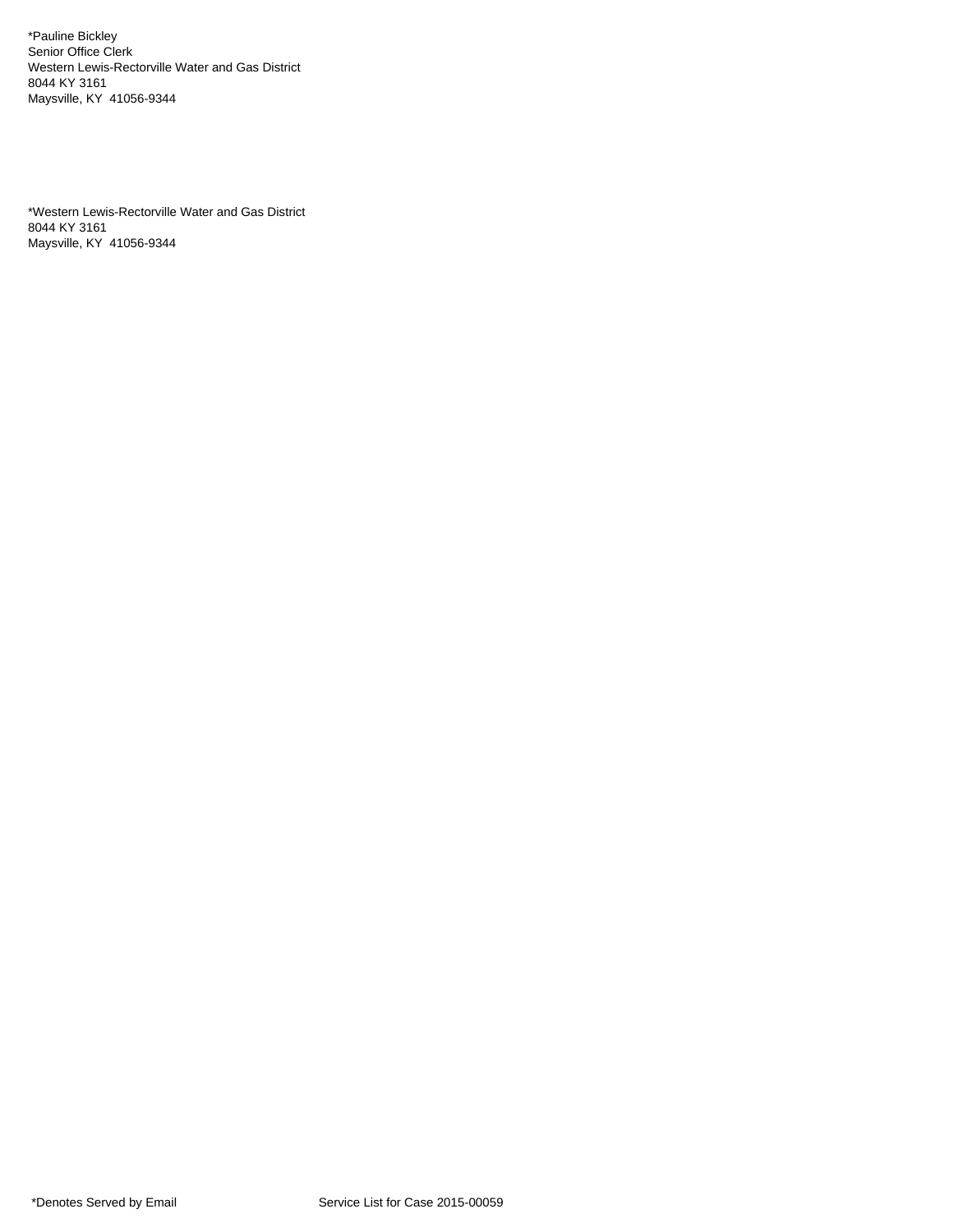*Pauline Bickley
Senior Office Clerk
Western Lewis-Rectorville Water and Gas District
8044 KY 3161
Maysville, KY 41056-9344

*Western Lewis-Rectorville Water and Gas District
8044 KY 3161
Maysville, KY 41056-9344

*Denotes Served by Email

Service List for Case 2015-00059